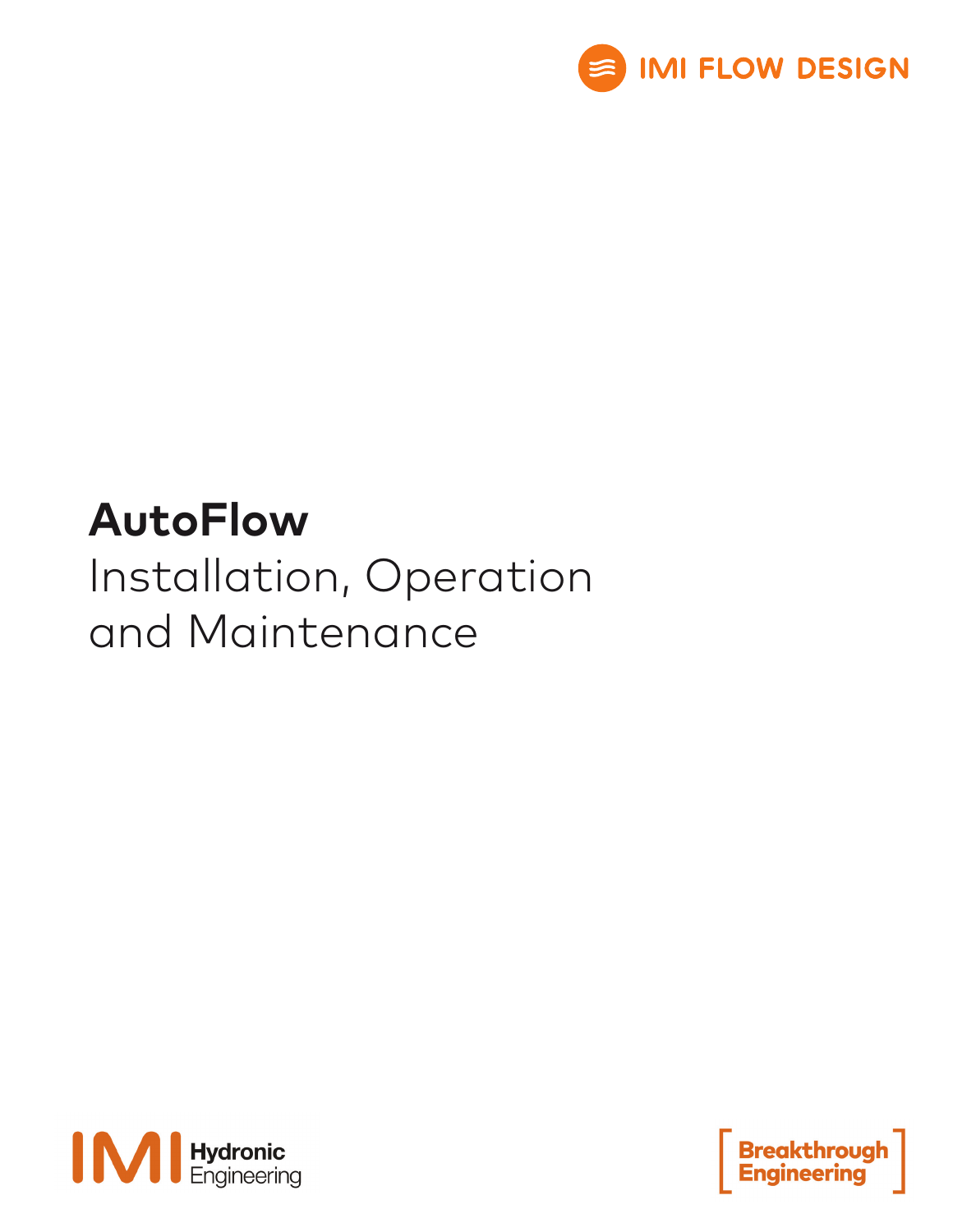IMI FLOW DESIGN

# AutoFlow

## Installation, Operation and Maintenance

IMI Hydronic Engineering

Breakthrough Engineering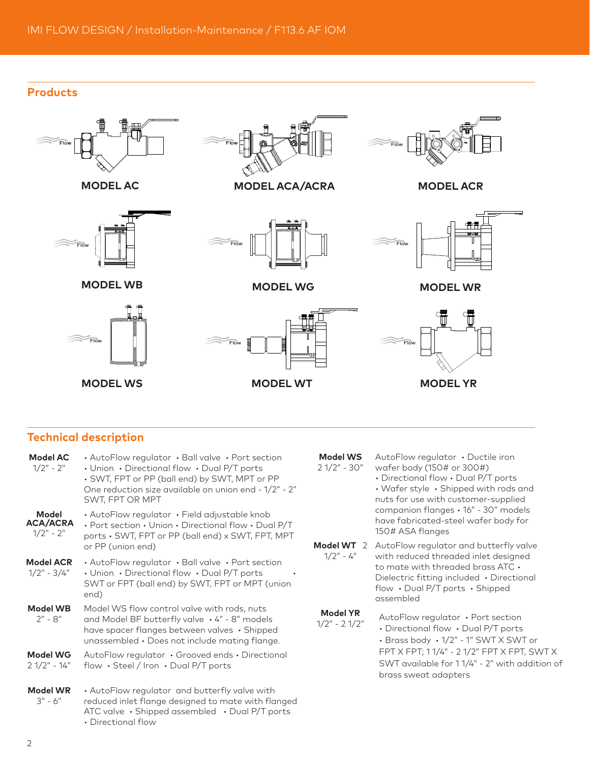## Products

Flow

**MODEL AC**

Flow

**MODEL ACA/ACRA**

Flow

**MODEL ACR**

Flow

**MODEL WB**

Flow

**MODEL WG**

Flow

**MODEL WR**

Flow

**MODEL WS**

Flow

**MODEL WT**

Flow

**MODEL YR**

## Technical description

**Model AC**
1/2" - 2"

• AutoFlow regulator • Ball valve • Port section • Union • Directional flow • Dual P/T ports • SWT, FPT or PP (ball end) by SWT, MPT or PP One reduction size available on union end - 1/2" - 2" SWT, FPT OR MPT

**Model ACA/ACRA**
1/2" - 2"

• AutoFlow regulator • Field adjustable knob • Port section • Union • Directional flow • Dual P/T ports • SWT, FPT or PP (ball end) x SWT, FPT, MPT or PP (union end)

**Model ACR**
1/2" - 3/4"

• AutoFlow regulator • Ball valve • Port section • Union • Directional flow • Dual P/T ports • SWT or FPT (ball end) by SWT, FPT or MPT (union end)

**Model WB**
2" - 8"

Model WS flow control valve with rods, nuts and Model BF butterfly valve • 4" - 8" models have spacer flanges between valves • Shipped unassembled • Does not include mating flange.

**Model WG**
2 1/2" - 14"

AutoFlow regulator • Grooved ends • Directional flow • Steel / Iron • Dual P/T ports

**Model WR**
3" - 6"

• AutoFlow regulator and butterfly valve with reduced inlet flange designed to mate with flanged ATC valve • Shipped assembled • Dual P/T ports • Directional flow

**Model WS**
2 1/2" - 30"

AutoFlow regulator • Ductile iron wafer body (150# or 300#) • Directional flow • Dual P/T ports • Wafer style • Shipped with rods and nuts for use with customer-supplied companion flanges • 16" - 30" models have fabricated-steel wafer body for 150# ASA flanges

**Model WT** 2
1/2" - 4"

AutoFlow regulator and butterfly valve with reduced threaded inlet designed to mate with threaded brass ATC • Dielectric fitting included • Directional flow • Dual P/T ports • Shipped assembled

**Model YR**
1/2" - 2 1/2"

AutoFlow regulator • Port section • Directional flow • Dual P/T ports • Brass body • 1/2" - 1" SWT X SWT or FPT X FPT; 1 1/4" - 2 1/2" FPT X FPT, SWT X SWT available for 1 1/4" - 2" with addition of brass sweat adapters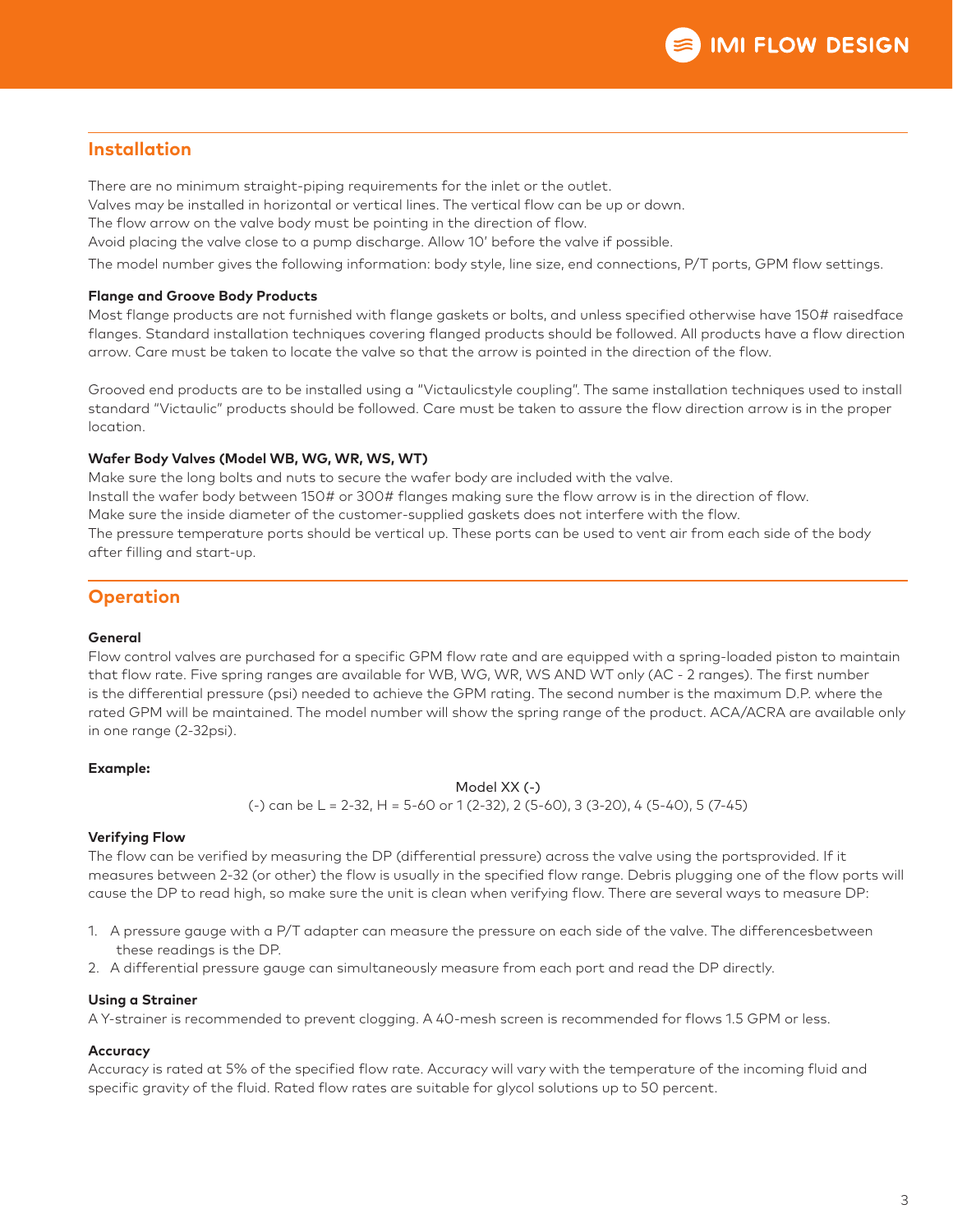## Installation

There are no minimum straight-piping requirements for the inlet or the outlet.
Valves may be installed in horizontal or vertical lines. The vertical flow can be up or down.
The flow arrow on the valve body must be pointing in the direction of flow.
Avoid placing the valve close to a pump discharge. Allow 10' before the valve if possible.
The model number gives the following information: body style, line size, end connections, P/T ports, GPM flow settings.

**Flange and Groove Body Products**
Most flange products are not furnished with flange gaskets or bolts, and unless specified otherwise have 150# raisedface flanges. Standard installation techniques covering flanged products should be followed. All products have a flow direction arrow. Care must be taken to locate the valve so that the arrow is pointed in the direction of the flow.

Grooved end products are to be installed using a "Victaulicstyle coupling". The same installation techniques used to install standard "Victaulic" products should be followed. Care must be taken to assure the flow direction arrow is in the proper location.

**Wafer Body Valves (Model WB, WG, WR, WS, WT)**
Make sure the long bolts and nuts to secure the wafer body are included with the valve.
Install the wafer body between 150# or 300# flanges making sure the flow arrow is in the direction of flow.
Make sure the inside diameter of the customer-supplied gaskets does not interfere with the flow.
The pressure temperature ports should be vertical up. These ports can be used to vent air from each side of the body after filling and start-up.

## Operation

**General**
Flow control valves are purchased for a specific GPM flow rate and are equipped with a spring-loaded piston to maintain that flow rate. Five spring ranges are available for WB, WG, WR, WS AND WT only (AC - 2 ranges). The first number is the differential pressure (psi) needed to achieve the GPM rating. The second number is the maximum D.P. where the rated GPM will be maintained. The model number will show the spring range of the product. ACA/ACRA are available only in one range (2-32psi).

**Example:**

Model XX (-)
(-) can be L = 2-32, H = 5-60 or 1 (2-32), 2 (5-60), 3 (3-20), 4 (5-40), 5 (7-45)

**Verifying Flow**
The flow can be verified by measuring the DP (differential pressure) across the valve using the portsprovided. If it measures between 2-32 (or other) the flow is usually in the specified flow range. Debris plugging one of the flow ports will cause the DP to read high, so make sure the unit is clean when verifying flow. There are several ways to measure DP:

1. A pressure gauge with a P/T adapter can measure the pressure on each side of the valve. The differencesbetween these readings is the DP.
2. A differential pressure gauge can simultaneously measure from each port and read the DP directly.

**Using a Strainer**
A Y-strainer is recommended to prevent clogging. A 40-mesh screen is recommended for flows 1.5 GPM or less.

**Accuracy**
Accuracy is rated at 5% of the specified flow rate. Accuracy will vary with the temperature of the incoming fluid and specific gravity of the fluid. Rated flow rates are suitable for glycol solutions up to 50 percent.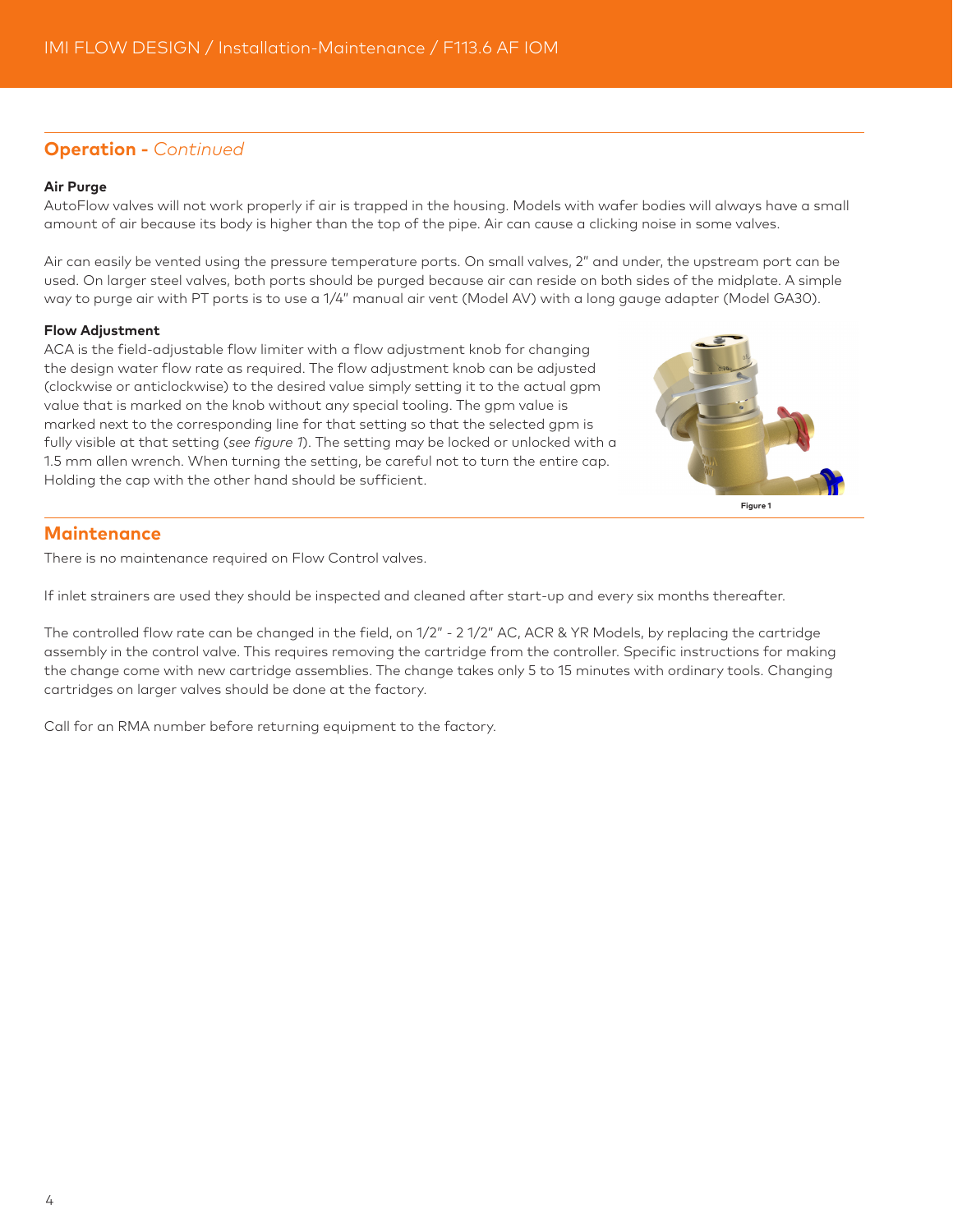## Operation - *Continued*

**Air Purge**

AutoFlow valves will not work properly if air is trapped in the housing. Models with wafer bodies will always have a small amount of air because its body is higher than the top of the pipe. Air can cause a clicking noise in some valves.

Air can easily be vented using the pressure temperature ports. On small valves, 2" and under, the upstream port can be used. On larger steel valves, both ports should be purged because air can reside on both sides of the midplate. A simple way to purge air with PT ports is to use a 1/4" manual air vent (Model AV) with a long gauge adapter (Model GA30).

**Flow Adjustment**

ACA is the field-adjustable flow limiter with a flow adjustment knob for changing the design water flow rate as required. The flow adjustment knob can be adjusted (clockwise or anticlockwise) to the desired value simply setting it to the actual gpm value that is marked on the knob without any special tooling. The gpm value is marked next to the corresponding line for that setting so that the selected gpm is fully visible at that setting (*see figure 1*). The setting may be locked or unlocked with a 1.5 mm allen wrench. When turning the setting, be careful not to turn the entire cap. Holding the cap with the other hand should be sufficient.

Figure 1

## Maintenance

There is no maintenance required on Flow Control valves.

If inlet strainers are used they should be inspected and cleaned after start-up and every six months thereafter.

The controlled flow rate can be changed in the field, on 1/2" - 2 1/2" AC, ACR & YR Models, by replacing the cartridge assembly in the control valve. This requires removing the cartridge from the controller. Specific instructions for making the change come with new cartridge assemblies. The change takes only 5 to 15 minutes with ordinary tools. Changing cartridges on larger valves should be done at the factory.

Call for an RMA number before returning equipment to the factory.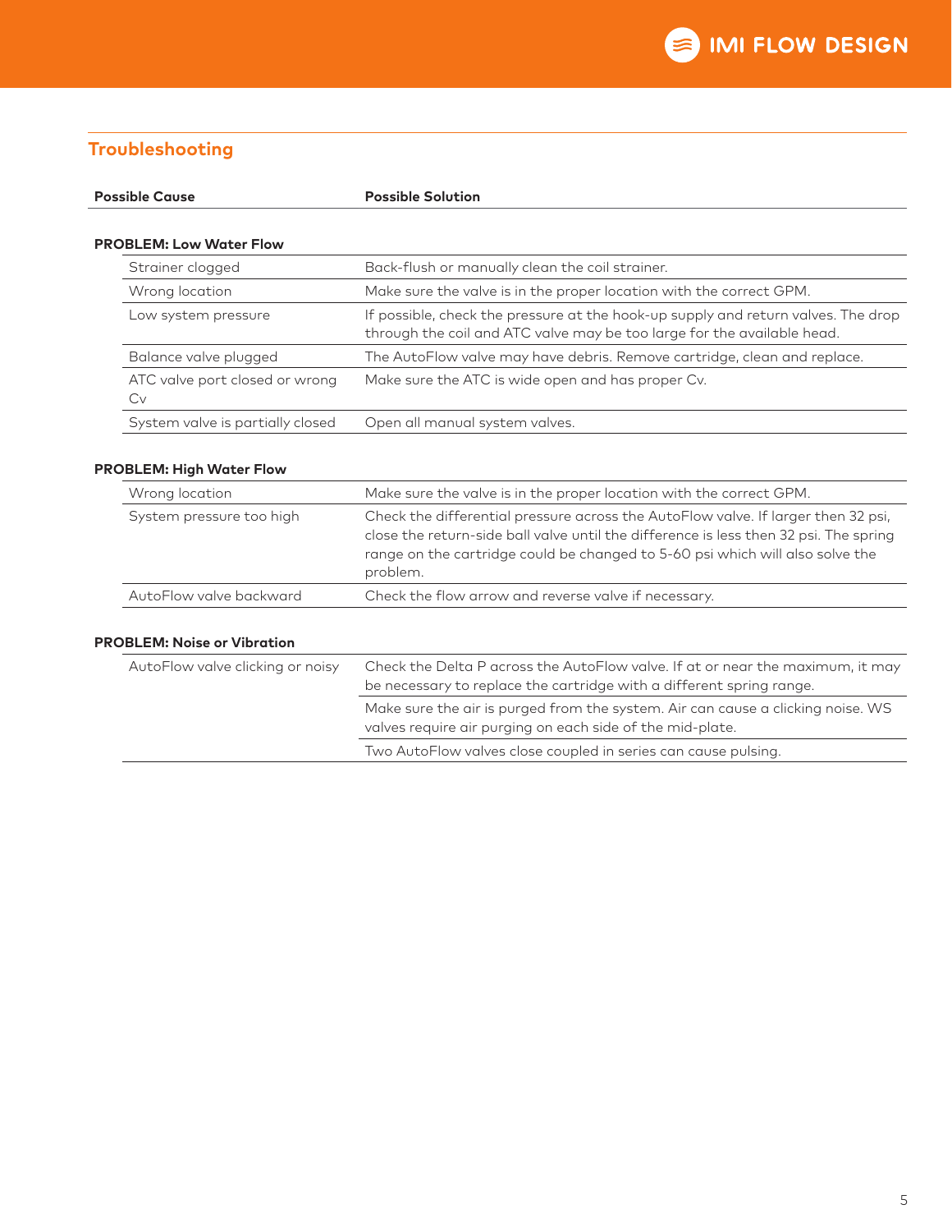## Troubleshooting

| Possible Cause | Possible Solution |
|---|---|
| **PROBLEM: Low Water Flow** | |
| Strainer clogged | Back-flush or manually clean the coil strainer. |
| Wrong location | Make sure the valve is in the proper location with the correct GPM. |
| Low system pressure | If possible, check the pressure at the hook-up supply and return valves. The drop through the coil and ATC valve may be too large for the available head. |
| Balance valve plugged | The AutoFlow valve may have debris. Remove cartridge, clean and replace. |
| ATC valve port closed or wrong Cv | Make sure the ATC is wide open and has proper Cv. |
| System valve is partially closed | Open all manual system valves. |
| **PROBLEM: High Water Flow** | |
| Wrong location | Make sure the valve is in the proper location with the correct GPM. |
| System pressure too high | Check the differential pressure across the AutoFlow valve. If larger then 32 psi, close the return-side ball valve until the difference is less then 32 psi. The spring range on the cartridge could be changed to 5-60 psi which will also solve the problem. |
| AutoFlow valve backward | Check the flow arrow and reverse valve if necessary. |
| **PROBLEM: Noise or Vibration** | |
| AutoFlow valve clicking or noisy | Check the Delta P across the AutoFlow valve. If at or near the maximum, it may be necessary to replace the cartridge with a different spring range. |
| | Make sure the air is purged from the system. Air can cause a clicking noise. WS valves require air purging on each side of the mid-plate. |
| | Two AutoFlow valves close coupled in series can cause pulsing. |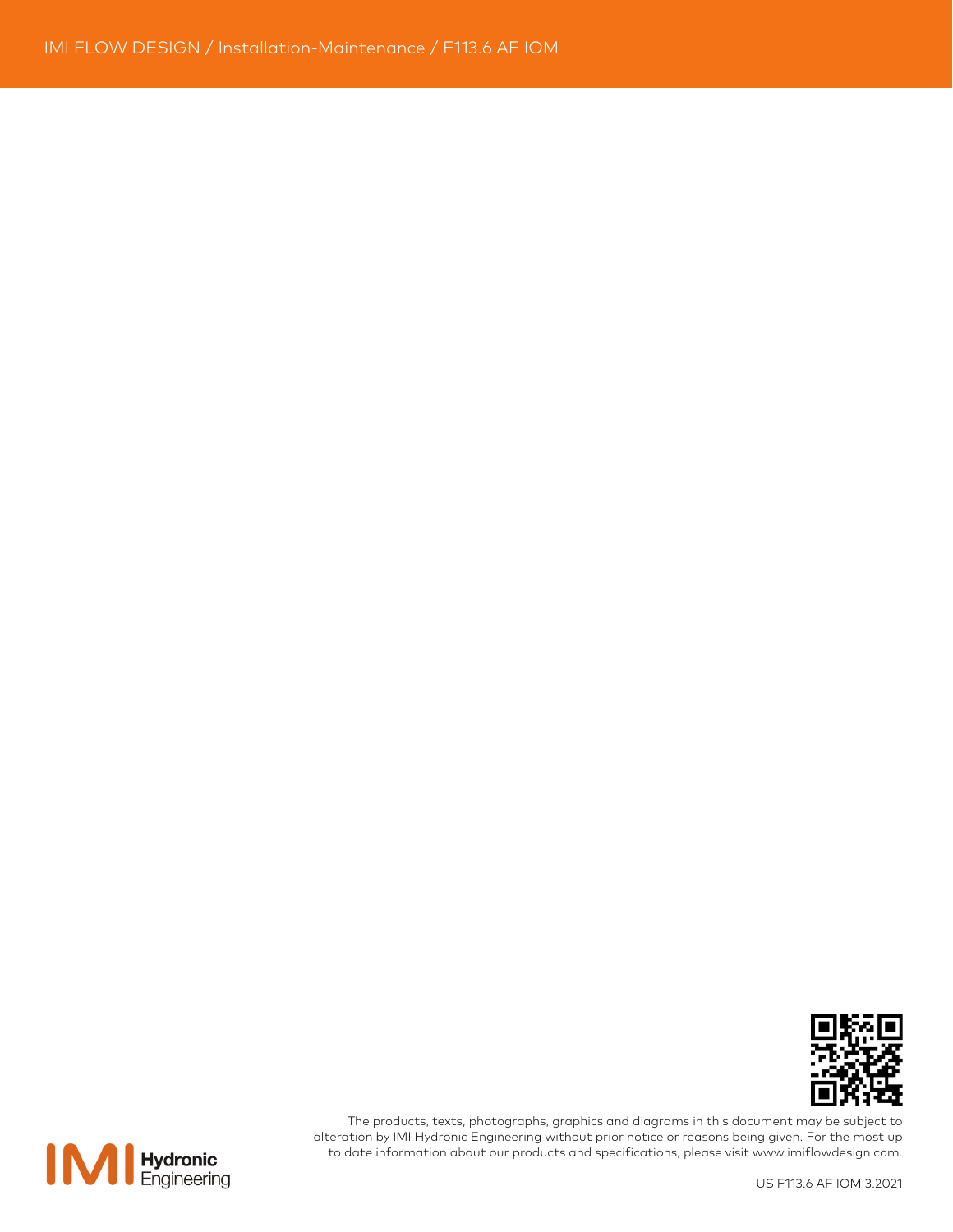The products, texts, photographs, graphics and diagrams in this document may be subject to alteration by IMI Hydronic Engineering without prior notice or reasons being given. For the most up to date information about our products and specifications, please visit www.imiflowdesign.com.

US F113.6 AF IOM 3.2021